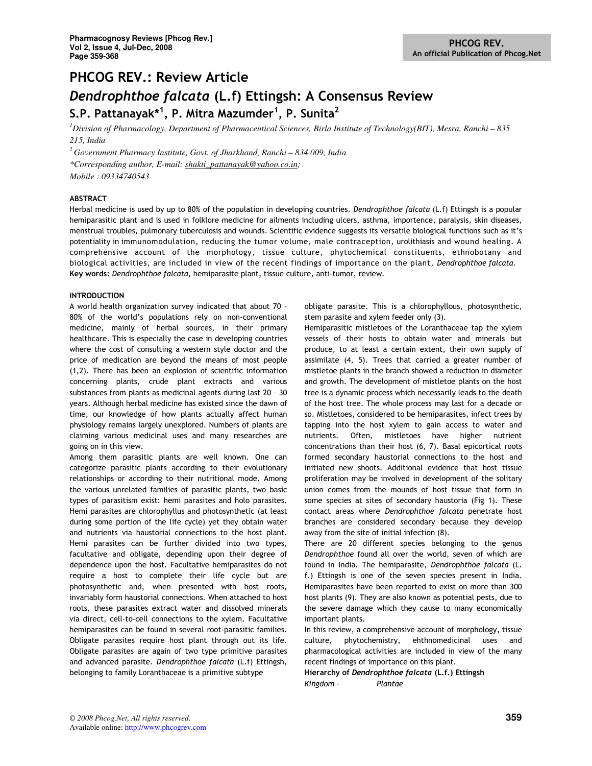## PHCOG REV.: Review Article

# *Dendrophthoe falcata* (L.f) Ettingsh: A Consensus Review

**S.P. Pattanayak*[1], P. Mitra Mazumder[1], P. Sunita[2]**

*[1]Division of Pharmacology, Department of Pharmaceutical Sciences, Birla Institute of Technology(BIT), Mesra, Ranchi – 835 215, India*

*[2] Government Pharmacy Institute, Govt. of Jharkhand, Ranchi – 834 009, India*

**Corresponding author, E-mail: shakti_pattanayak@yahoo.co.in;*

*Mobile : 09334740543*

### ABSTRACT

Herbal medicine is used by up to 80% of the population in developing countries. *Dendrophthoe falcata* (L.f) Ettingsh is a popular hemiparasitic plant and is used in folklore medicine for ailments including ulcers, asthma, importence, paralysis, skin diseases, menstrual troubles, pulmonary tuberculosis and wounds. Scientific evidence suggests its versatile biological functions such as it's potentiality in immunomodulation, reducing the tumor volume, male contraception, urolithiasis and wound healing. A comprehensive account of the morphology, tissue culture, phytochemical constituents, ethnobotany and biological activities, are included in view of the recent findings of importance on the plant, *Dendrophthoe falcata.*

**Key words:** *Dendrophthoe falcata*, hemiparasite plant, tissue culture, anti-tumor, review.

### INTRODUCTION

A world health organization survey indicated that about 70 – 80% of the world's populations rely on non-conventional medicine, mainly of herbal sources, in their primary healthcare. This is especially the case in developing countries where the cost of consulting a western style doctor and the price of medication are beyond the means of most people (1,2). There has been an explosion of scientific information concerning plants, crude plant extracts and various substances from plants as medicinal agents during last 20 – 30 years. Although herbal medicine has existed since the dawn of time, our knowledge of how plants actually affect human physiology remains largely unexplored. Numbers of plants are claiming various medicinal uses and many researches are going on in this view.

Among them parasitic plants are well known. One can categorize parasitic plants according to their evolutionary relationships or according to their nutritional mode. Among the various unrelated families of parasitic plants, two basic types of parasitism exist: hemi parasites and holo parasites. Hemi parasites are chlorophyllus and photosynthetic (at least during some portion of the life cycle) yet they obtain water and nutrients via haustorial connections to the host plant. Hemi parasites can be further divided into two types, facultative and obligate, depending upon their degree of dependence upon the host. Facultative hemiparasites do not require a host to complete their life cycle but are photosynthetic and, when presented with host roots, invariably form haustorial connections. When attached to host roots, these parasites extract water and dissolved minerals via direct, cell-to-cell connections to the xylem. Facultative hemiparasites can be found in several root-parasitic families. Obligate parasites require host plant through out its life. Obligate parasites are again of two type primitive parasites and advanced parasite. *Dendrophthoe falcata* (L.f) Ettingsh, belonging to family Loranthaceae is a primitive subtype obligate parasite. This is a chlorophyllous, photosynthetic, stem parasite and xylem feeder only (3).

Hemiparasitic mistletoes of the Loranthaceae tap the xylem vessels of their hosts to obtain water and minerals but produce, to at least a certain extent, their own supply of assimilate (4, 5). Trees that carried a greater number of mistletoe plants in the branch showed a reduction in diameter and growth. The development of mistletoe plants on the host tree is a dynamic process which necessarily leads to the death of the host tree. The whole process may last for a decade or so. Mistletoes, considered to be hemiparasites, infect trees by tapping into the host xylem to gain access to water and nutrients. Often, mistletoes have higher nutrient concentrations than their host (6, 7). Basal epicortical roots formed secondary haustorial connections to the host and initiated new shoots. Additional evidence that host tissue proliferation may be involved in development of the solitary union comes from the mounds of host tissue that form in some species at sites of secondary haustoria (Fig 1). These contact areas where *Dendrophthoe falcata* penetrate host branches are considered secondary because they develop away from the site of initial infection (8).

There are 20 different species belonging to the genus *Dendrophthoe* found all over the world, seven of which are found in India. The hemiparasite, *Dendrophthoe falcata* (L. f.) Ettingsh is one of the seven species present in India. Hemiparasites have been reported to exist on more than 300 host plants (9). They are also known as potential pests, due to the severe damage which they cause to many economically important plants.

In this review, a comprehensive account of morphology, tissue culture, phytochemistry, ehthnomedicinal uses and pharmacological activities are included in view of the many recent findings of importance on this plant.

**Hierarchy of *Dendrophthoe falcata* (L.f.) Ettingsh**

*Kingdom -* *Plantae*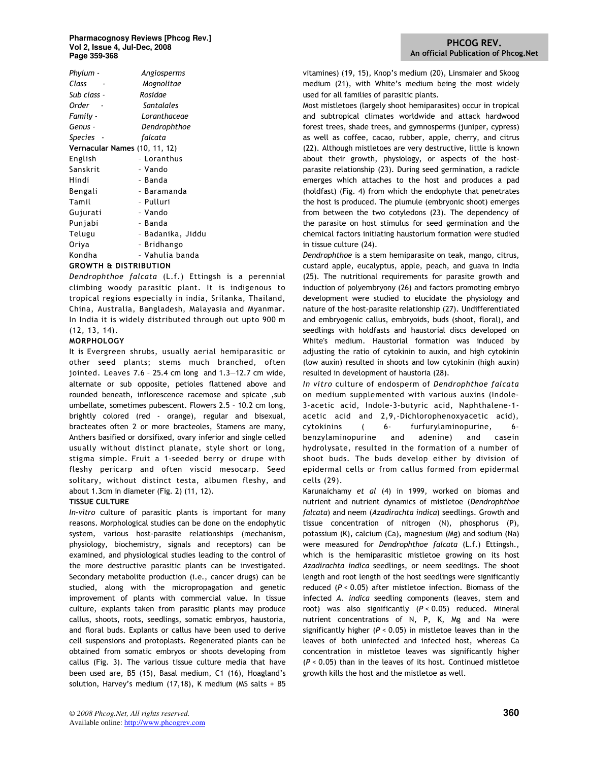Phylum - Angiosperms
Class - Mognolitae
Sub class - Rosidae
Order - Santalales
Family - Loranthaceae
Genus - Dendrophthoe
Species - falcata

**Vernacular Names** (10, 11, 12)

| | |
|---|---|
| English | – Loranthus |
| Sanskrit | – Vando |
| Hindi | – Banda |
| Bengali | – Baramanda |
| Tamil | – Pulluri |
| Gujurati | – Vando |
| Punjabi | – Banda |
| Telugu | – Badanika, Jiddu |
| Oriya | – Bridhango |
| Kondha | – Vahulia banda |

**GROWTH & DISTRIBUTION**

*Dendrophthoe falcata* (L.f.) Ettingsh is a perennial climbing woody parasitic plant. It is indigenous to tropical regions especially in india, Srilanka, Thailand, China, Australia, Bangladesh, Malayasia and Myanmar. In India it is widely distributed through out upto 900 m (12, 13, 14).

**MORPHOLOGY**

It is Evergreen shrubs, usually aerial hemiparasitic or other seed plants; stems much branched, often jointed. Leaves 7.6 – 25.4 cm long and 1.3—12.7 cm wide, alternate or sub opposite, petioles flattened above and rounded beneath, inflorescence racemose and spicate ,sub umbellate, sometimes pubescent. Flowers 2.5 – 10.2 cm long, brightly colored (red - orange), regular and bisexual, bracteates often 2 or more bracteoles, Stamens are many, Anthers basified or dorsifixed, ovary inferior and single celled usually without distinct planate, style short or long, stigma simple. Fruit a 1-seeded berry or drupe with fleshy pericarp and often viscid mesocarp. Seed solitary, without distinct testa, albumen fleshy, and about 1.3cm in diameter (Fig. 2) (11, 12).

**TISSUE CULTURE**

*In-vitro* culture of parasitic plants is important for many reasons. Morphological studies can be done on the endophytic system, various host-parasite relationships (mechanism, physiology, biochemistry, signals and receptors) can be examined, and physiological studies leading to the control of the more destructive parasitic plants can be investigated. Secondary metabolite production (i.e., cancer drugs) can be studied, along with the micropropagation and genetic improvement of plants with commercial value. In tissue culture, explants taken from parasitic plants may produce callus, shoots, roots, seedlings, somatic embryos, haustoria, and floral buds. Explants or callus have been used to derive cell suspensions and protoplasts. Regenerated plants can be obtained from somatic embryos or shoots developing from callus (Fig. 3). The various tissue culture media that have been used are, B5 (15), Basal medium, C1 (16), Hoagland's solution, Harvey's medium (17,18), K medium (MS salts + B5 vitamines) (19, 15), Knop's medium (20), Linsmaier and Skoog medium (21), with White's medium being the most widely used for all families of parasitic plants.

Most mistletoes (largely shoot hemiparasites) occur in tropical and subtropical climates worldwide and attack hardwood forest trees, shade trees, and gymnosperms (juniper, cypress) as well as coffee, cacao, rubber, apple, cherry, and citrus (22). Although mistletoes are very destructive, little is known about their growth, physiology, or aspects of the host-parasite relationship (23). During seed germination, a radicle emerges which attaches to the host and produces a pad (holdfast) (Fig. 4) from which the endophyte that penetrates the host is produced. The plumule (embryonic shoot) emerges from between the two cotyledons (23). The dependency of the parasite on host stimulus for seed germination and the chemical factors initiating haustorium formation were studied in tissue culture (24).

*Dendrophthoe* is a stem hemiparasite on teak, mango, citrus, custard apple, eucalyptus, apple, peach, and guava in India (25). The nutritional requirements for parasite growth and induction of polyembryony (26) and factors promoting embryo development were studied to elucidate the physiology and nature of the host-parasite relationship (27). Undifferentiated and embryogenic callus, embryoids, buds (shoot, floral), and seedlings with holdfasts and haustorial discs developed on White's medium. Haustorial formation was induced by adjusting the ratio of cytokinin to auxin, and high cytokinin (low auxin) resulted in shoots and low cytokinin (high auxin) resulted in development of haustoria (28).

*In vitro* culture of endosperm of *Dendrophthoe falcata* on medium supplemented with various auxins (Indole-3-acetic acid, Indole-3-butyric acid, Naphthalene-1-acetic acid and 2,9,-Dichlorophenoxyacetic acid), cytokinins ( 6- furfurylaminopurine, 6-benzylaminopurine and adenine) and casein hydrolysate, resulted in the formation of a number of shoot buds. The buds develop either by division of epidermal cells or from callus formed from epidermal cells (29).

Karunaichamy *et al* (4) in 1999, worked on biomas and nutrient and nutrient dynamics of mistletoe (*Dendrophthoe falcata*) and neem (*Azadirachta indica*) seedlings. Growth and tissue concentration of nitrogen (N), phosphorus (P), potassium (K), calcium (Ca), magnesium (Mg) and sodium (Na) were measured for *Dendrophthoe falcata* (L.f.) Ettingsh., which is the hemiparasitic mistletoe growing on its host *Azadirachta indica* seedlings, or neem seedlings. The shoot length and root length of the host seedlings were significantly reduced ($P < 0.05$) after mistletoe infection. Biomass of the infected *A. indica* seedling components (leaves, stem and root) was also significantly ($P < 0.05$) reduced. Mineral nutrient concentrations of N, P, K, Mg and Na were significantly higher ($P < 0.05$) in mistletoe leaves than in the leaves of both uninfected and infected host, whereas Ca concentration in mistletoe leaves was significantly higher ($P < 0.05$) than in the leaves of its host. Continued mistletoe growth kills the host and the mistletoe as well.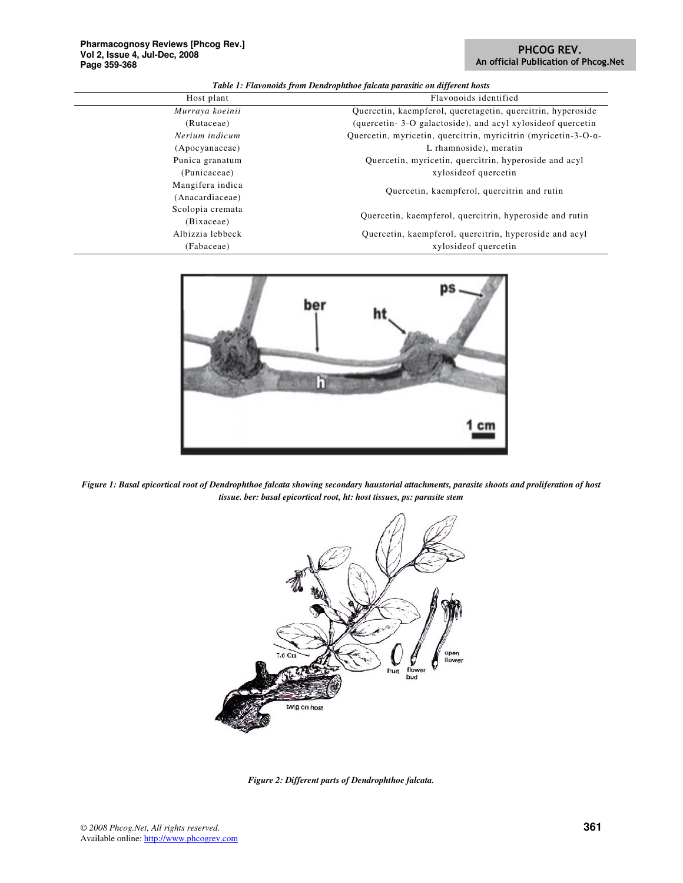*Table 1: Flavonoids from Dendrophthoe falcata parasitic on different hosts*

| Host plant | Flavonoids identified |
|---|---|
| *Murraya koeinii* (Rutaceae) | Quercetin, kaempferol, queretagetin, quercitrin, hyperoside (quercetin- 3-O galactoside), and acyl xylosideof quercetin |
| *Nerium indicum* (Apocyanaceae) | Quercetin, myricetin, quercitrin, myricitrin (myricetin-3-O-α-L rhamnoside), meratin |
| Punica granatum (Punicaceae) | Quercetin, myricetin, quercitrin, hyperoside and acyl xylosideof quercetin |
| Mangifera indica (Anacardiaceae) | Quercetin, kaempferol, quercitrin and rutin |
| Scolopia cremata (Bixaceae) | Quercetin, kaempferol, quercitrin, hyperoside and rutin |
| Albizzia lebbeck (Fabaceae) | Quercetin, kaempferol, quercitrin, hyperoside and acyl xylosideof quercetin |

*Figure 1: Basal epicortical root of Dendrophthoe falcata showing secondary haustorial attachments, parasite shoots and proliferation of host tissue. ber: basal epicortical root, ht: host tissues, ps: parasite stem*

*Figure 2: Different parts of Dendrophthoe falcata.*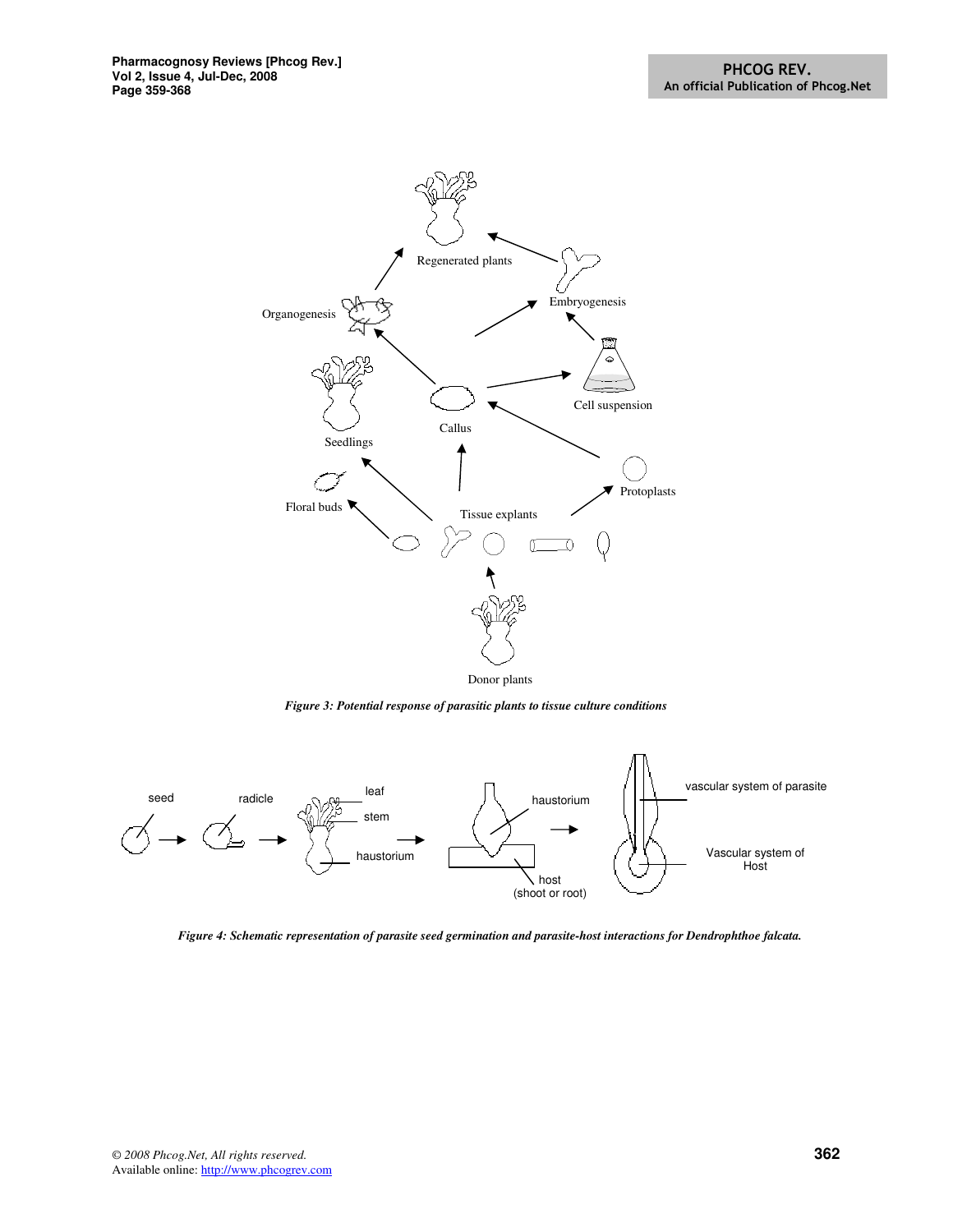*Figure 3: Potential response of parasitic plants to tissue culture conditions*

*Figure 4: Schematic representation of parasite seed germination and parasite-host interactions for Dendrophthoe falcata.*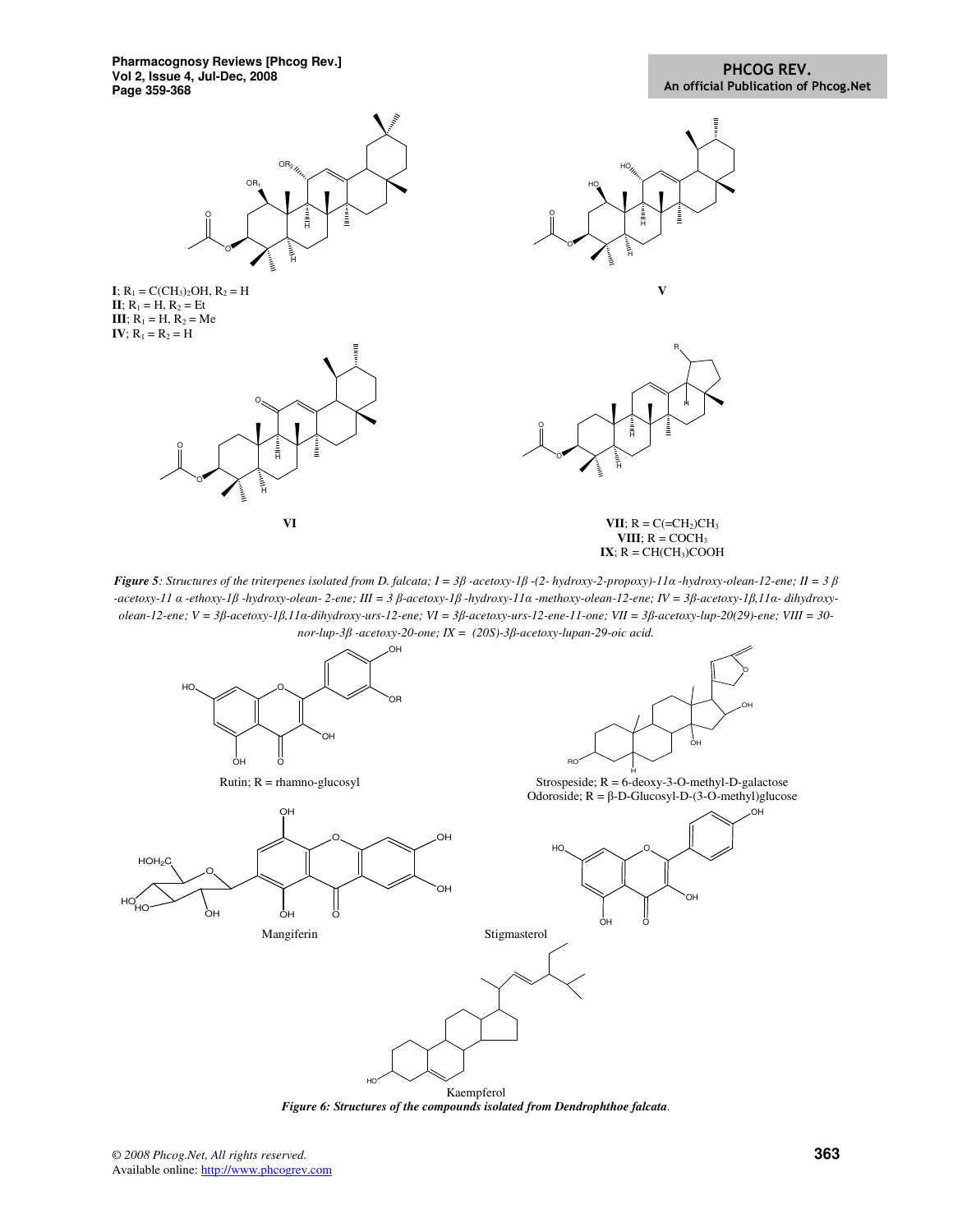**I**; $R_1 = C(CH_3)_2OH$, $R_2 = H$
**II**; $R_1 = H$, $R_2 = Et$
**III**; $R_1 = H$, $R_2 = Me$
**IV**; $R_1 = R_2 = H$

**V**

**VI**

**VII**; $R = C(=CH_2)CH_3$
**VIII**; $R = COCH_3$
**IX**; $R = CH(CH_3)COOH$

***Figure 5**: Structures of the triterpenes isolated from D. falcata; I = 3β -acetoxy-1β -(2- hydroxy-2-propoxy)-11α -hydroxy-olean-12-ene; II = 3 β -acetoxy-11 α -ethoxy-1β -hydroxy-olean- 2-ene; III = 3 β-acetoxy-1β -hydroxy-11α -methoxy-olean-12-ene; IV = 3β-acetoxy-1β,11α- dihydroxy-olean-12-ene; V = 3β-acetoxy-1β,11α-dihydroxy-urs-12-ene; VI = 3β-acetoxy-urs-12-ene-11-one; VII = 3β-acetoxy-lup-20(29)-ene; VIII = 30-nor-lup-3β -acetoxy-20-one; IX = (20S)-3β-acetoxy-lupan-29-oic acid.*

Rutin; R = rhamno-glucosyl

Strospeside; R = 6-deoxy-3-O-methyl-D-galactose
Odoroside; R = β-D-Glucosyl-D-(3-O-methyl)glucose

Mangiferin

Stigmasterol

Kaempferol

***Figure 6: Structures of the compounds isolated from Dendrophthoe falcata**.*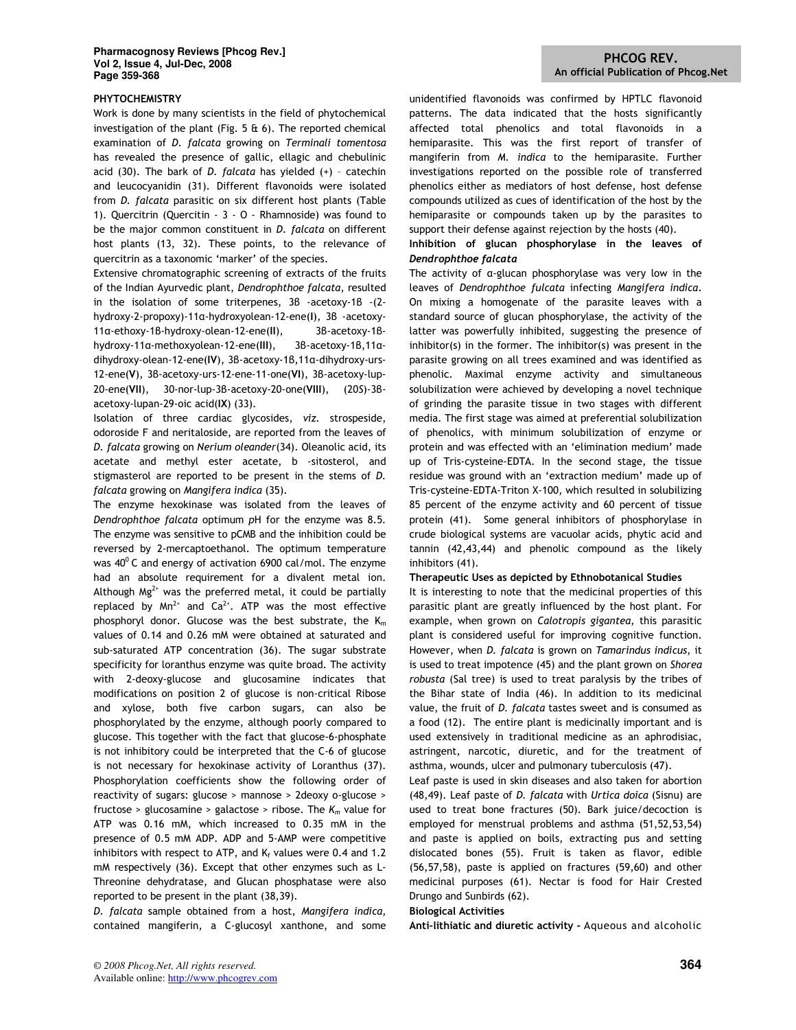**PHYTOCHEMISTRY**

Work is done by many scientists in the field of phytochemical investigation of the plant (Fig. 5 & 6). The reported chemical examination of *D. falcata* growing on *Terminali tomentosa* has revealed the presence of gallic, ellagic and chebulinic acid (30). The bark of *D. falcata* has yielded (+) – catechin and leucocyanidin (31). Different flavonoids were isolated from *D. falcata* parasitic on six different host plants (Table 1). Quercitrin (Quercitin - 3 - O - Rhamnoside) was found to be the major common constituent in *D. falcata* on different host plants (13, 32). These points, to the relevance of quercitrin as a taxonomic 'marker' of the species.

Extensive chromatographic screening of extracts of the fruits of the Indian Ayurvedic plant, *Dendrophthoe falcata*, resulted in the isolation of some triterpenes, 3β -acetoxy-1β -(2-hydroxy-2-propoxy)-11α-hydroxyolean-12-ene(**I**), 3β -acetoxy-11α-ethoxy-1β-hydroxy-olean-12-ene(**II**), 3β-acetoxy-1β-hydroxy-11α-methoxyolean-12-ene(**III**), 3β-acetoxy-1β,11α-dihydroxy-olean-12-ene(**IV**), 3β-acetoxy-1β,11α-dihydroxy-urs-12-ene(**V**), 3β-acetoxy-urs-12-ene-11-one(**VI**), 3β-acetoxy-lup-20-ene(**VII**), 30-nor-lup-3β-acetoxy-20-one(**VIII**), (20S)-3β-acetoxy-lupan-29-oic acid(**IX**) (33).

Isolation of three cardiac glycosides, *viz.* strospeside, odoroside F and neritaloside, are reported from the leaves of *D. falcata* growing on *Nerium oleander*(34). Oleanolic acid, its acetate and methyl ester acetate, b -sitosterol, and stigmasterol are reported to be present in the stems of *D. falcata* growing on *Mangifera indica* (35).

The enzyme hexokinase was isolated from the leaves of *Dendrophthoe falcata* optimum *p*H for the enzyme was 8.5. The enzyme was sensitive to pCMB and the inhibition could be reversed by 2-mercaptoethanol. The optimum temperature was 40$^0$ C and energy of activation 6900 cal/mol. The enzyme had an absolute requirement for a divalent metal ion. Although $Mg^{2+}$ was the preferred metal, it could be partially replaced by $Mn^{2+}$ and $Ca^{2+}$. ATP was the most effective phosphoryl donor. Glucose was the best substrate, the $K_m$ values of 0.14 and 0.26 mM were obtained at saturated and sub-saturated ATP concentration (36). The sugar substrate specificity for loranthus enzyme was quite broad. The activity with 2-deoxy-glucose and glucosamine indicates that modifications on position 2 of glucose is non-critical Ribose and xylose, both five carbon sugars, can also be phosphorylated by the enzyme, although poorly compared to glucose. This together with the fact that glucose-6-phosphate is not inhibitory could be interpreted that the C-6 of glucose is not necessary for hexokinase activity of Loranthus (37). Phosphorylation coefficients show the following order of reactivity of sugars: glucose > mannose > 2deoxy o-glucose > fructose > glucosamine > galactose > ribose. The $K_m$ value for ATP was 0.16 mM, which increased to 0.35 mM in the presence of 0.5 mM ADP. ADP and 5-AMP were competitive inhibitors with respect to ATP, and $K_i$ values were 0.4 and 1.2 mM respectively (36). Except that other enzymes such as L-Threonine dehydratase, and Glucan phosphatase were also reported to be present in the plant (38,39).

*D. falcata* sample obtained from a host, *Mangifera indica*, contained mangiferin, a C-glucosyl xanthone, and some unidentified flavonoids was confirmed by HPTLC flavonoid patterns. The data indicated that the hosts significantly affected total phenolics and total flavonoids in a hemiparasite. This was the first report of transfer of mangiferin from *M. indica* to the hemiparasite. Further investigations reported on the possible role of transferred phenolics either as mediators of host defense, host defense compounds utilized as cues of identification of the host by the hemiparasite or compounds taken up by the parasites to support their defense against rejection by the hosts (40).

**Inhibition of glucan phosphorylase in the leaves of *Dendrophthoe falcata***

The activity of α-glucan phosphorylase was very low in the leaves of *Dendrophthoe fulcata* infecting *Mangifera indica*. On mixing a homogenate of the parasite leaves with a standard source of glucan phosphorylase, the activity of the latter was powerfully inhibited, suggesting the presence of inhibitor(s) in the former. The inhibitor(s) was present in the parasite growing on all trees examined and was identified as phenolic. Maximal enzyme activity and simultaneous solubilization were achieved by developing a novel technique of grinding the parasite tissue in two stages with different media. The first stage was aimed at preferential solubilization of phenolics, with minimum solubilization of enzyme or protein and was effected with an 'elimination medium' made up of Tris-cysteine-EDTA. In the second stage, the tissue residue was ground with an 'extraction medium' made up of Tris-cysteine-EDTA-Triton X-100, which resulted in solubilizing 85 percent of the enzyme activity and 60 percent of tissue protein (41). Some general inhibitors of phosphorylase in crude biological systems are vacuolar acids, phytic acid and tannin (42,43,44) and phenolic compound as the likely inhibitors (41).

**Therapeutic Uses as depicted by Ethnobotanical Studies**

It is interesting to note that the medicinal properties of this parasitic plant are greatly influenced by the host plant. For example, when grown on *Calotropis gigantea*, this parasitic plant is considered useful for improving cognitive function. However, when *D. falcata* is grown on *Tamarindus indicus*, it is used to treat impotence (45) and the plant grown on *Shorea robusta* (Sal tree) is used to treat paralysis by the tribes of the Bihar state of India (46). In addition to its medicinal value, the fruit of *D. falcata* tastes sweet and is consumed as a food (12). The entire plant is medicinally important and is used extensively in traditional medicine as an aphrodisiac, astringent, narcotic, diuretic, and for the treatment of asthma, wounds, ulcer and pulmonary tuberculosis (47).

Leaf paste is used in skin diseases and also taken for abortion (48,49). Leaf paste of *D. falcata* with *Urtica doica* (Sisnu) are used to treat bone fractures (50). Bark juice/decoction is employed for menstrual problems and asthma (51,52,53,54) and paste is applied on boils, extracting pus and setting dislocated bones (55). Fruit is taken as flavor, edible (56,57,58), paste is applied on fractures (59,60) and other medicinal purposes (61). Nectar is food for Hair Crested Drungo and Sunbirds (62).

**Biological Activities**

**Anti-lithiatic and diuretic activity -** Aqueous and alcoholic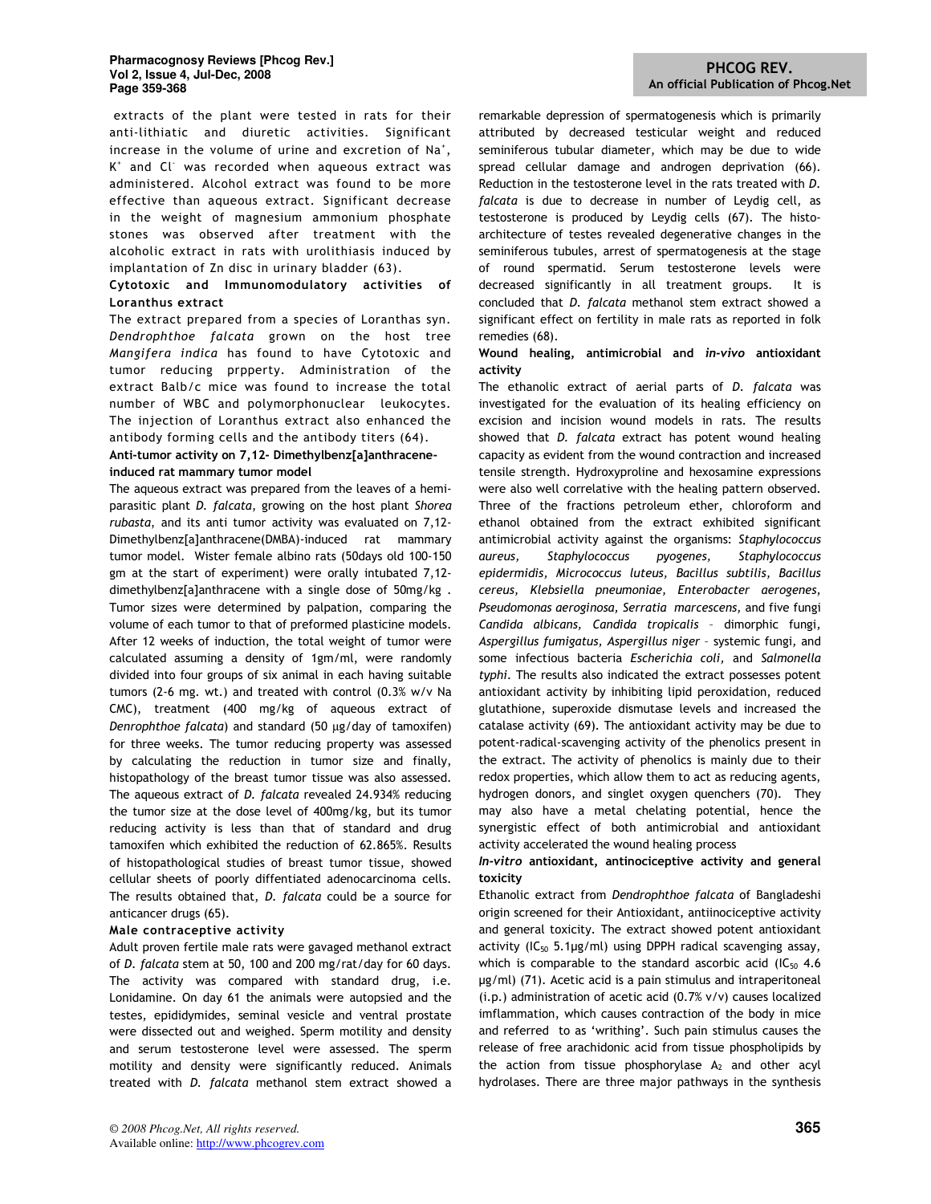extracts of the plant were tested in rats for their anti-lithiatic and diuretic activities. Significant increase in the volume of urine and excretion of $Na^+$, $K^+$ and $Cl^-$ was recorded when aqueous extract was administered. Alcohol extract was found to be more effective than aqueous extract. Significant decrease in the weight of magnesium ammonium phosphate stones was observed after treatment with the alcoholic extract in rats with urolithiasis induced by implantation of Zn disc in urinary bladder (63).

**Cytotoxic and Immunomodulatory activities of Loranthus extract**

The extract prepared from a species of Loranthas syn. *Dendrophthoe falcata* grown on the host tree *Mangifera indica* has found to have Cytotoxic and tumor reducing prpperty. Administration of the extract Balb/c mice was found to increase the total number of WBC and polymorphonuclear leukocytes. The injection of Loranthus extract also enhanced the antibody forming cells and the antibody titers (64).

**Anti-tumor activity on 7,12- Dimethylbenz[a]anthracene-induced rat mammary tumor model**

The aqueous extract was prepared from the leaves of a hemi-parasitic plant *D. falcata*, growing on the host plant *Shorea rubasta*, and its anti tumor activity was evaluated on 7,12-Dimethylbenz[a]anthracene(DMBA)-induced rat mammary tumor model. Wister female albino rats (50days old 100-150 gm at the start of experiment) were orally intubated 7,12-dimethylbenz[a]anthracene with a single dose of 50mg/kg . Tumor sizes were determined by palpation, comparing the volume of each tumor to that of preformed plasticine models. After 12 weeks of induction, the total weight of tumor were calculated assuming a density of 1gm/ml, were randomly divided into four groups of six animal in each having suitable tumors (2-6 mg. wt.) and treated with control (0.3% w/v Na CMC), treatment (400 mg/kg of aqueous extract of *Denrophthoe falcata*) and standard (50 μg/day of tamoxifen) for three weeks. The tumor reducing property was assessed by calculating the reduction in tumor size and finally, histopathology of the breast tumor tissue was also assessed. The aqueous extract of *D. falcata* revealed 24.934% reducing the tumor size at the dose level of 400mg/kg, but its tumor reducing activity is less than that of standard and drug tamoxifen which exhibited the reduction of 62.865%. Results of histopathological studies of breast tumor tissue, showed cellular sheets of poorly diffentiated adenocarcinoma cells. The results obtained that, *D. falcata* could be a source for anticancer drugs (65).

**Male contraceptive activity**

Adult proven fertile male rats were gavaged methanol extract of *D. falcata* stem at 50, 100 and 200 mg/rat/day for 60 days. The activity was compared with standard drug, i.e. Lonidamine. On day 61 the animals were autopsied and the testes, epididymides, seminal vesicle and ventral prostate were dissected out and weighed. Sperm motility and density and serum testosterone level were assessed. The sperm motility and density were significantly reduced. Animals treated with *D. falcata* methanol stem extract showed a remarkable depression of spermatogenesis which is primarily attributed by decreased testicular weight and reduced seminiferous tubular diameter, which may be due to wide spread cellular damage and androgen deprivation (66). Reduction in the testosterone level in the rats treated with *D. falcata* is due to decrease in number of Leydig cell, as testosterone is produced by Leydig cells (67). The histo-architecture of testes revealed degenerative changes in the seminiferous tubules, arrest of spermatogenesis at the stage of round spermatid. Serum testosterone levels were decreased significantly in all treatment groups. It is concluded that *D. falcata* methanol stem extract showed a significant effect on fertility in male rats as reported in folk remedies (68).

**Wound healing, antimicrobial and *in-vivo* antioxidant activity**

The ethanolic extract of aerial parts of *D. falcata* was investigated for the evaluation of its healing efficiency on excision and incision wound models in rats. The results showed that *D. falcata* extract has potent wound healing capacity as evident from the wound contraction and increased tensile strength. Hydroxyproline and hexosamine expressions were also well correlative with the healing pattern observed. Three of the fractions petroleum ether, chloroform and ethanol obtained from the extract exhibited significant antimicrobial activity against the organisms: *Staphylococcus aureus, Staphylococcus pyogenes, Staphylococcus epidermidis, Micrococcus luteus, Bacillus subtilis, Bacillus cereus, Klebsiella pneumoniae, Enterobacter aerogenes, Pseudomonas aeroginosa, Serratia marcescens,* and five fungi *Candida albicans, Candida tropicalis* – dimorphic fungi, *Aspergillus fumigatus, Aspergillus niger* – systemic fungi, and some infectious bacteria *Escherichia coli,* and *Salmonella typhi*. The results also indicated the extract possesses potent antioxidant activity by inhibiting lipid peroxidation, reduced glutathione, superoxide dismutase levels and increased the catalase activity (69). The antioxidant activity may be due to potent-radical-scavenging activity of the phenolics present in the extract. The activity of phenolics is mainly due to their redox properties, which allow them to act as reducing agents, hydrogen donors, and singlet oxygen quenchers (70). They may also have a metal chelating potential, hence the synergistic effect of both antimicrobial and antioxidant activity accelerated the wound healing process

***In-vitro* antioxidant, antinociceptive activity and general toxicity**

Ethanolic extract from *Dendrophthoe falcata* of Bangladeshi origin screened for their Antioxidant, antiinociceptive activity and general toxicity. The extract showed potent antioxidant activity ($IC_{50}$ 5.1μg/ml) using DPPH radical scavenging assay, which is comparable to the standard ascorbic acid ($IC_{50}$ 4.6 μg/ml) (71). Acetic acid is a pain stimulus and intraperitoneal (i.p.) administration of acetic acid (0.7% v/v) causes localized imflammation, which causes contraction of the body in mice and referred to as 'writhing'. Such pain stimulus causes the release of free arachidonic acid from tissue phospholipids by the action from tissue phosphorylase $A_2$ and other acyl hydrolases. There are three major pathways in the synthesis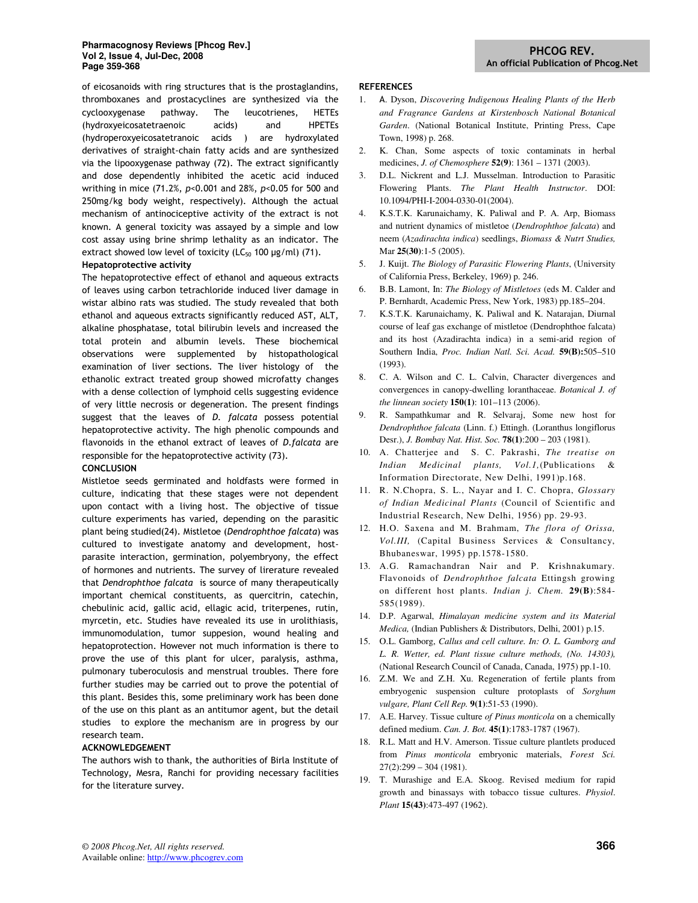of eicosanoids with ring structures that is the prostaglandins, thromboxanes and prostacyclines are synthesized via the cyclooxygenase pathway. The leucotrienes, HETEs (hydroxyeicosatetraenoic acids) and HPETEs (hydroperoxyeicosatetranoic acids ) are hydroxylated derivatives of straight-chain fatty acids and are synthesized via the lipooxygenase pathway (72). The extract significantly and dose dependently inhibited the acetic acid induced writhing in mice (71.2%, $p<0.001$ and 28%, $p<0.05$ for 500 and 250mg/kg body weight, respectively). Although the actual mechanism of antinociceptive activity of the extract is not known. A general toxicity was assayed by a simple and low cost assay using brine shrimp lethality as an indicator. The extract showed low level of toxicity ($LC_{50}$ 100 µg/ml) (71).

**Hepatoprotective activity**

The hepatoprotective effect of ethanol and aqueous extracts of leaves using carbon tetrachloride induced liver damage in wistar albino rats was studied. The study revealed that both ethanol and aqueous extracts significantly reduced AST, ALT, alkaline phosphatase, total bilirubin levels and increased the total protein and albumin levels. These biochemical observations were supplemented by histopathological examination of liver sections. The liver histology of the ethanolic extract treated group showed microfatty changes with a dense collection of lymphoid cells suggesting evidence of very little necrosis or degeneration. The present findings suggest that the leaves of *D. falcata* possess potential hepatoprotective activity. The high phenolic compounds and flavonoids in the ethanol extract of leaves of *D.falcata* are responsible for the hepatoprotective activity (73).

## CONCLUSION

Mistletoe seeds germinated and holdfasts were formed in culture, indicating that these stages were not dependent upon contact with a living host. The objective of tissue culture experiments has varied, depending on the parasitic plant being studied(24). Mistletoe (*Dendrophthoe falcata*) was cultured to investigate anatomy and development, host-parasite interaction, germination, polyembryony, the effect of hormones and nutrients. The survey of lireature revealed that *Dendrophthoe falcata* is source of many therapeutically important chemical constituents, as quercitrin, catechin, chebulinic acid, gallic acid, ellagic acid, triterpenes, rutin, myrcetin, etc. Studies have revealed its use in urolithiasis, immunomodulation, tumor suppesion, wound healing and hepatoprotection. However not much information is there to prove the use of this plant for ulcer, paralysis, asthma, pulmonary tuberculosis and menstrual troubles. There fore further studies may be carried out to prove the potential of this plant. Besides this, some preliminary work has been done of the use on this plant as an antitumor agent, but the detail studies to explore the mechanism are in progress by our research team.

## ACKNOWLEDGEMENT

The authors wish to thank, the authorities of Birla Institute of Technology, Mesra, Ranchi for providing necessary facilities for the literature survey.

## REFERENCES

1. A. Dyson, *Discovering Indigenous Healing Plants of the Herb and Fragrance Gardens at Kirstenbosch National Botanical Garden.* (National Botanical Institute, Printing Press, Cape Town, 1998) p. 268.
2. K. Chan, Some aspects of toxic contaminats in herbal medicines, *J. of Chemosphere* **52(9)**: 1361 – 1371 (2003).
3. D.L. Nickrent and L.J. Musselman. Introduction to Parasitic Flowering Plants. *The Plant Health Instructor*. DOI: 10.1094/PHI-I-2004-0330-01(2004).
4. K.S.T.K. Karunaichamy, K. Paliwal and P. A. Arp, Biomass and nutrient dynamics of mistletoe (*Dendrophthoe falcata*) and neem (*Azadirachta indica*) seedlings, *Biomass & Nutrt Studies,* Mar **25(30)**:1-5 (2005).
5. J. Kuijt. *The Biology of Parasitic Flowering Plants*, (University of California Press, Berkeley, 1969) p. 246.
6. B.B. Lamont, In: *The Biology of Mistletoes* (eds M. Calder and P. Bernhardt, Academic Press, New York, 1983) pp.185–204.
7. K.S.T.K. Karunaichamy, K. Paliwal and K. Natarajan, Diurnal course of leaf gas exchange of mistletoe (Dendrophthoe falcata) and its host (Azadirachta indica) in a semi-arid region of Southern India, *Proc. Indian Natl. Sci. Acad.* **59(B):**505–510 (1993).
8. C. A. Wilson and C. L. Calvin, Character divergences and convergences in canopy-dwelling loranthaceae. *Botanical J. of the linnean society* **150(1)**: 101–113 (2006).
9. R. Sampathkumar and R. Selvaraj, Some new host for *Dendrophthoe falcata* (Linn. f.) Ettingh. (Loranthus longiflorus Desr.), *J. Bombay Nat. Hist. Soc.* **78(1)**:200 – 203 (1981).
10. A. Chatterjee and S. C. Pakrashi, *The treatise on Indian Medicinal plants, Vol.1,*(Publications & Information Directorate, New Delhi, 1991)p.168.
11. R. N.Chopra, S. L., Nayar and I. C. Chopra, *Glossary of Indian Medicinal Plants* (Council of Scientific and Industrial Research, New Delhi, 1956) pp. 29-93.
12. H.O. Saxena and M. Brahmam, *The flora of Orissa, Vol.III,* (Capital Business Services & Consultancy, Bhubaneswar, 1995) pp.1578-1580.
13. A.G. Ramachandran Nair and P. Krishnakumary. Flavonoids of *Dendrophthoe falcata* Ettingsh growing on different host plants. *Indian j. Chem.* **29(B)**:584-585(1989).
14. D.P. Agarwal, *Himalayan medicine system and its Material Medica,* (Indian Publishers & Distributors, Delhi, 2001) p.15.
15. O.L. Gamborg, *Callus and cell culture. In: O. L. Gamborg and L. R. Wetter, ed. Plant tissue culture methods, (No. 14303),* (National Research Council of Canada, Canada, 1975) pp.1-10.
16. Z.M. We and Z.H. Xu. Regeneration of fertile plants from embryogenic suspension culture protoplasts of *Sorghum vulgare, Plant Cell Rep.* **9(1)**:51-53 (1990).
17. A.E. Harvey. Tissue culture *of Pinus monticola* on a chemically defined medium. *Can. J. Bot.* **45(1)**:1783-1787 (1967).
18. R.L. Matt and H.V. Amerson. Tissue culture plantlets produced from *Pinus monticola* embryonic materials, *Forest Sci.* 27(2):299 – 304 (1981).
19. T. Murashige and E.A. Skoog. Revised medium for rapid growth and binassays with tobacco tissue cultures. *Physiol. Plant* **15(43)**:473-497 (1962).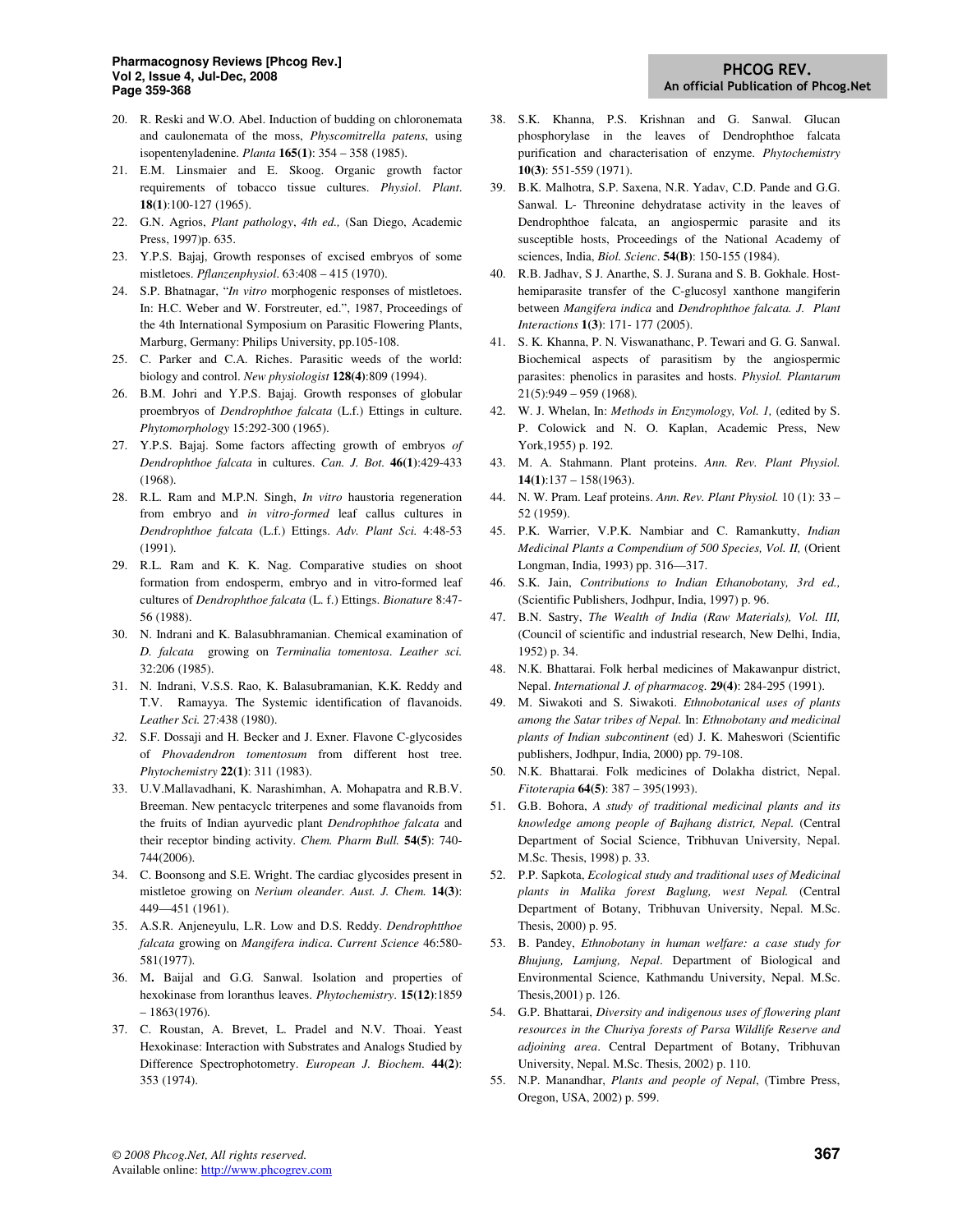20. R. Reski and W.O. Abel. Induction of budding on chloronemata and caulonemata of the moss, *Physcomitrella patens*, using isopentenyladenine. *Planta* **165(1)**: 354 – 358 (1985).
21. E.M. Linsmaier and E. Skoog. Organic growth factor requirements of tobacco tissue cultures. *Physiol. Plant.* **18(1)**:100-127 (1965).
22. G.N. Agrios, *Plant pathology*, *4th ed.,* (San Diego, Academic Press, 1997)p. 635.
23. Y.P.S. Bajaj, Growth responses of excised embryos of some mistletoes. *Pflanzenphysiol*. 63:408 – 415 (1970).
24. S.P. Bhatnagar, "*In vitro* morphogenic responses of mistletoes. In: H.C. Weber and W. Forstreuter, ed.", 1987, Proceedings of the 4th International Symposium on Parasitic Flowering Plants, Marburg, Germany: Philips University, pp.105-108.
25. C. Parker and C.A. Riches. Parasitic weeds of the world: biology and control. *New physiologist* **128(4)**:809 (1994).
26. B.M. Johri and Y.P.S. Bajaj. Growth responses of globular proembryos of *Dendrophthoe falcata* (L.f.) Ettings in culture. *Phytomorphology* 15:292-300 (1965).
27. Y.P.S. Bajaj. Some factors affecting growth of embryos *of Dendrophthoe falcata* in cultures. *Can. J. Bot.* **46(1)**:429-433 (1968).
28. R.L. Ram and M.P.N. Singh, *In vitro* haustoria regeneration from embryo and *in vitro-formed* leaf callus cultures in *Dendrophthoe falcata* (L.f.) Ettings. *Adv. Plant Sci.* 4:48-53 (1991).
29. R.L. Ram and K. K. Nag. Comparative studies on shoot formation from endosperm, embryo and in vitro-formed leaf cultures of *Dendrophthoe falcata* (L. f.) Ettings. *Bionature* 8:47-56 (1988).
30. N. Indrani and K. Balasubhramanian. Chemical examination of *D. falcata* growing on *Terminalia tomentosa*. *Leather sci.* 32:206 (1985).
31. N. Indrani, V.S.S. Rao, K. Balasubramanian, K.K. Reddy and T.V. Ramayya. The Systemic identification of flavanoids. *Leather Sci.* 27:438 (1980).
32. S.F. Dossaji and H. Becker and J. Exner. Flavone C-glycosides of *Phovadendron tomentosum* from different host tree. *Phytochemistry* **22(1)**: 311 (1983).
33. U.V.Mallavadhani, K. Narashimhan, A. Mohapatra and R.B.V. Breeman. New pentacyclc triterpenes and some flavanoids from the fruits of Indian ayurvedic plant *Dendrophthoe falcata* and their receptor binding activity. *Chem. Pharm Bull.* **54(5)**: 740-744(2006).
34. C. Boonsong and S.E. Wright. The cardiac glycosides present in mistletoe growing on *Nerium oleander*. *Aust. J. Chem.* **14(3)**: 449—451 (1961).
35. A.S.R. Anjeneyulu, L.R. Low and D.S. Reddy. *Dendrophtthoe falcata* growing on *Mangifera indica*. *Current Science* 46:580-581(1977).
36. M**.** Baijal and G.G. Sanwal. Isolation and properties of hexokinase from loranthus leaves. *Phytochemistry*. **15(12)**:1859 – 1863(1976).
37. C. Roustan, A. Brevet, L. Pradel and N.V. Thoai. Yeast Hexokinase: Interaction with Substrates and Analogs Studied by Difference Spectrophotometry. *European J. Biochem.* **44(2)**: 353 (1974).
38. S.K. Khanna, P.S. Krishnan and G. Sanwal. Glucan phosphorylase in the leaves of Dendrophthoe falcata purification and characterisation of enzyme. *Phytochemistry* **10(3)**: 551-559 (1971).
39. B.K. Malhotra, S.P. Saxena, N.R. Yadav, C.D. Pande and G.G. Sanwal. L- Threonine dehydratase activity in the leaves of Dendrophthoe falcata, an angiospermic parasite and its susceptible hosts, Proceedings of the National Academy of sciences, India, *Biol. Scienc*. **54(B)**: 150-155 (1984).
40. R.B. Jadhav, S J. Anarthe, S. J. Surana and S. B. Gokhale. Host-hemiparasite transfer of the C-glucosyl xanthone mangiferin between *Mangifera indica* and *Dendrophthoe falcata. J. Plant Interactions* **1(3)**: 171- 177 (2005).
41. S. K. Khanna, P. N. Viswanathanc, P. Tewari and G. G. Sanwal. Biochemical aspects of parasitism by the angiospermic parasites: phenolics in parasites and hosts. *Physiol. Plantarum* 21(5):949 – 959 (1968).
42. W. J. Whelan, In: *Methods in Enzymology, Vol. 1,* (edited by S. P. Colowick and N. O. Kaplan, Academic Press, New York,1955) p. 192.
43. M. A. Stahmann. Plant proteins. *Ann. Rev. Plant Physiol.* **14(1)**:137 – 158(1963).
44. N. W. Pram. Leaf proteins. *Ann. Rev. Plant Physiol.* 10 (1): 33 – 52 (1959).
45. P.K. Warrier, V.P.K. Nambiar and C. Ramankutty, *Indian Medicinal Plants a Compendium of 500 Species, Vol. II,* (Orient Longman, India, 1993) pp. 316—317.
46. S.K. Jain, *Contributions to Indian Ethanobotany, 3rd ed.,* (Scientific Publishers, Jodhpur, India, 1997) p. 96.
47. B.N. Sastry, *The Wealth of India (Raw Materials), Vol. III,* (Council of scientific and industrial research, New Delhi, India, 1952) p. 34.
48. N.K. Bhattarai. Folk herbal medicines of Makawanpur district, Nepal. *International J. of pharmacog*. **29(4)**: 284-295 (1991).
49. M. Siwakoti and S. Siwakoti. *Ethnobotanical uses of plants among the Satar tribes of Nepal.* In: *Ethnobotany and medicinal plants of Indian subcontinent* (ed) J. K. Maheswori (Scientific publishers, Jodhpur, India, 2000) pp. 79-108.
50. N.K. Bhattarai. Folk medicines of Dolakha district, Nepal. *Fitoterapia* **64(5)**: 387 – 395(1993).
51. G.B. Bohora, *A study of traditional medicinal plants and its knowledge among people of Bajhang district, Nepal.* (Central Department of Social Science, Tribhuvan University, Nepal. M.Sc. Thesis, 1998) p. 33.
52. P.P. Sapkota, *Ecological study and traditional uses of Medicinal plants in Malika forest Baglung, west Nepal.* (Central Department of Botany, Tribhuvan University, Nepal. M.Sc. Thesis, 2000) p. 95.
53. B. Pandey, *Ethnobotany in human welfare: a case study for Bhujung, Lamjung, Nepal*. Department of Biological and Environmental Science, Kathmandu University, Nepal. M.Sc. Thesis,2001) p. 126.
54. G.P. Bhattarai, *Diversity and indigenous uses of flowering plant resources in the Churiya forests of Parsa Wildlife Reserve and adjoining area*. Central Department of Botany, Tribhuvan University, Nepal. M.Sc. Thesis, 2002) p. 110.
55. N.P. Manandhar, *Plants and people of Nepal*, (Timbre Press, Oregon, USA, 2002) p. 599.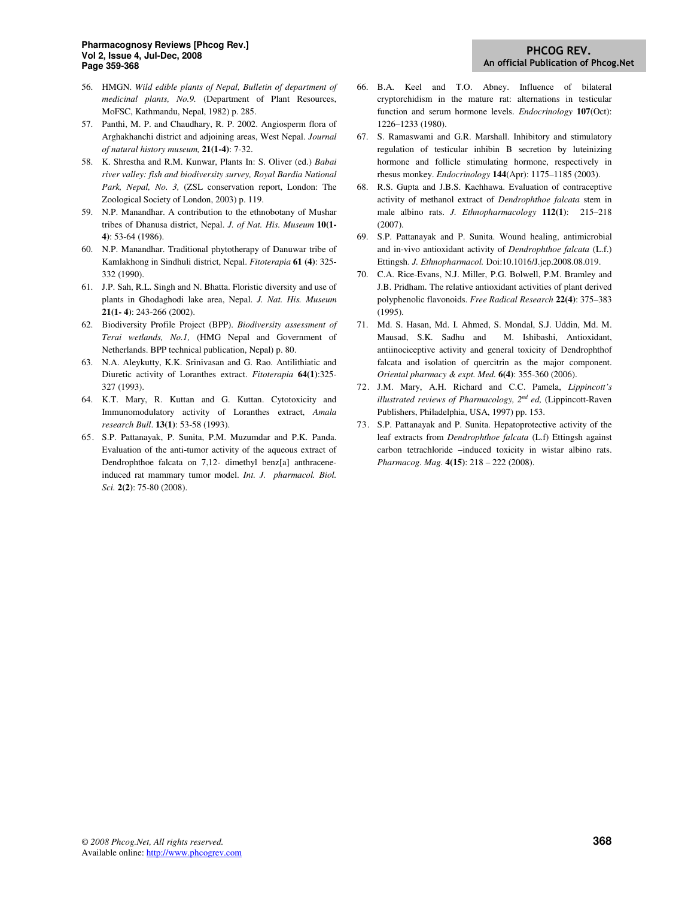56. HMGN. *Wild edible plants of Nepal, Bulletin of department of medicinal plants, No.9.* (Department of Plant Resources, MoFSC, Kathmandu, Nepal, 1982) p. 285.
57. Panthi, M. P. and Chaudhary, R. P. 2002. Angiosperm flora of Arghakhanchi district and adjoining areas, West Nepal. *Journal of natural history museum,* **21(1-4)**: 7-32.
58. K. Shrestha and R.M. Kunwar, Plants In: S. Oliver (ed.) *Babai river valley: fish and biodiversity survey, Royal Bardia National Park, Nepal, No. 3,* (ZSL conservation report, London: The Zoological Society of London, 2003) p. 119.
59. N.P. Manandhar. A contribution to the ethnobotany of Mushar tribes of Dhanusa district, Nepal. *J. of Nat. His. Museum* **10(1-4)**: 53-64 (1986).
60. N.P. Manandhar. Traditional phytotherapy of Danuwar tribe of Kamlakhong in Sindhuli district, Nepal. *Fitoterapia* **61 (4)**: 325-332 (1990).
61. J.P. Sah, R.L. Singh and N. Bhatta. Floristic diversity and use of plants in Ghodaghodi lake area, Nepal. *J. Nat. His. Museum* **21(1- 4)**: 243-266 (2002).
62. Biodiversity Profile Project (BPP). *Biodiversity assessment of Terai wetlands, No.1,* (HMG Nepal and Government of Netherlands. BPP technical publication, Nepal) p. 80.
63. N.A. Aleykutty, K.K. Srinivasan and G. Rao. Antilithiatic and Diuretic activity of Loranthes extract. *Fitoterapia* **64(1)**:325-327 (1993).
64. K.T. Mary, R. Kuttan and G. Kuttan. Cytotoxicity and Immunomodulatory activity of Loranthes extract, *Amala research Bull.* **13(1)**: 53-58 (1993).
65. S.P. Pattanayak, P. Sunita, P.M. Muzumdar and P.K. Panda. Evaluation of the anti-tumor activity of the aqueous extract of Dendrophthoe falcata on 7,12- dimethyl benz[a] anthracene-induced rat mammary tumor model. *Int. J. pharmacol. Biol. Sci.* **2(2)**: 75-80 (2008).
66. B.A. Keel and T.O. Abney. Influence of bilateral cryptorchidism in the mature rat: alternations in testicular function and serum hormone levels. *Endocrinology* **107**(Oct): 1226–1233 (1980).
67. S. Ramaswami and G.R. Marshall. Inhibitory and stimulatory regulation of testicular inhibin B secretion by luteinizing hormone and follicle stimulating hormone, respectively in rhesus monkey. *Endocrinology* **144**(Apr): 1175–1185 (2003).
68. R.S. Gupta and J.B.S. Kachhawa. Evaluation of contraceptive activity of methanol extract of *Dendrophthoe falcata* stem in male albino rats. *J. Ethnopharmacology* **112(1)**: 215–218 (2007).
69. S.P. Pattanayak and P. Sunita. Wound healing, antimicrobial and in-vivo antioxidant activity of *Dendrophthoe falcata* (L.f.) Ettingsh. *J. Ethnopharmacol.* Doi:10.1016/J.jep.2008.08.019.
70. C.A. Rice-Evans, N.J. Miller, P.G. Bolwell, P.M. Bramley and J.B. Pridham. The relative antioxidant activities of plant derived polyphenolic flavonoids. *Free Radical Research* **22(4)**: 375–383 (1995).
71. Md. S. Hasan, Md. I. Ahmed, S. Mondal, S.J. Uddin, Md. M. Mausad, S.K. Sadhu and M. Ishibashi, Antioxidant, antiinociceptive activity and general toxicity of Dendrophthof falcata and isolation of quercitrin as the major component. *Oriental pharmacy & expt. Med.* **6(4)**: 355-360 (2006).
72. J.M. Mary, A.H. Richard and C.C. Pamela, *Lippincott's illustrated reviews of Pharmacology, 2nd ed,* (Lippincott-Raven Publishers, Philadelphia, USA, 1997) pp. 153.
73. S.P. Pattanayak and P. Sunita. Hepatoprotective activity of the leaf extracts from *Dendrophthoe falcata* (L.f) Ettingsh against carbon tetrachloride –induced toxicity in wistar albino rats. *Pharmacog. Mag.* **4(15)**: 218 – 222 (2008).